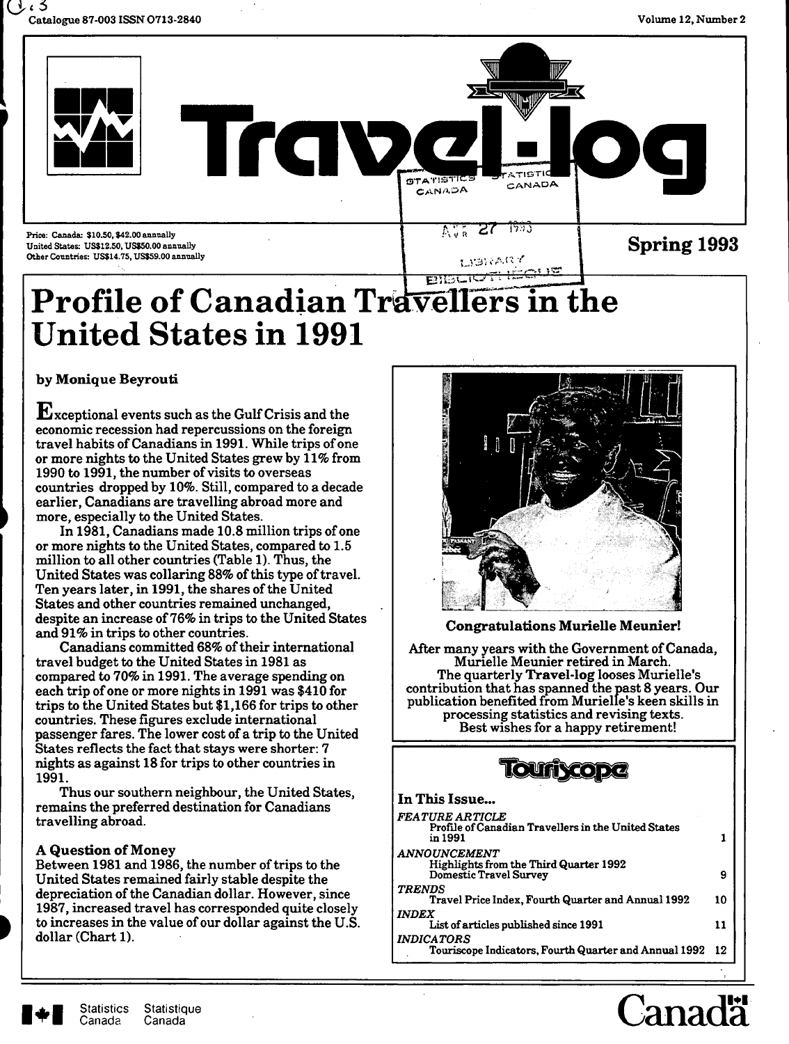Catalogue 87-003 ISSN 0713-2840

Volume 12, Number 2

# Travel-log

Price: Canada: $10.50, $42.00 annually
United States: US$12.50, US$50.00 annually
Other Countries: US$14.75, US$59.00 annually

**Spring 1993**

# Profile of Canadian Travellers in the United States in 1991

**by Monique Beyrouti**

Exceptional events such as the Gulf Crisis and the economic recession had repercussions on the foreign travel habits of Canadians in 1991. While trips of one or more nights to the United States grew by 11% from 1990 to 1991, the number of visits to overseas countries dropped by 10%. Still, compared to a decade earlier, Canadians are travelling abroad more and more, especially to the United States.

In 1981, Canadians made 10.8 million trips of one or more nights to the United States, compared to 1.5 million to all other countries (Table 1). Thus, the United States was collaring 88% of this type of travel. Ten years later, in 1991, the shares of the United States and other countries remained unchanged, despite an increase of 76% in trips to the United States and 91% in trips to other countries.

Canadians committed 68% of their international travel budget to the United States in 1981 as compared to 70% in 1991. The average spending on each trip of one or more nights in 1991 was $410 for trips to the United States but $1,166 for trips to other countries. These figures exclude international passenger fares. The lower cost of a trip to the United States reflects the fact that stays were shorter: 7 nights as against 18 for trips to other countries in 1991.

Thus our southern neighbour, the United States, remains the preferred destination for Canadians travelling abroad.

## A Question of Money

Between 1981 and 1986, the number of trips to the United States remained fairly stable despite the depreciation of the Canadian dollar. However, since 1987, increased travel has corresponded quite closely to increases in the value of our dollar against the U.S. dollar (Chart 1).

**Congratulations Murielle Meunier!**

After many years with the Government of Canada, Murielle Meunier retired in March.

The quarterly **Travel-log** looses Murielle's contribution that has spanned the past 8 years. Our publication benefited from Murielle's keen skills in processing statistics and revising texts.

Best wishes for a happy retirement!

**Touriscope**

**In This Issue...**

*FEATURE ARTICLE*
Profile of Canadian Travellers in the United States in 1991 — 1

*ANNOUNCEMENT*
Highlights from the Third Quarter 1992 Domestic Travel Survey — 9

*TRENDS*
Travel Price Index, Fourth Quarter and Annual 1992 — 10

*INDEX*
List of articles published since 1991 — 11

*INDICATORS*
Touriscope Indicators, Fourth Quarter and Annual 1992 — 12

Statistics Canada Statistique Canada

Canada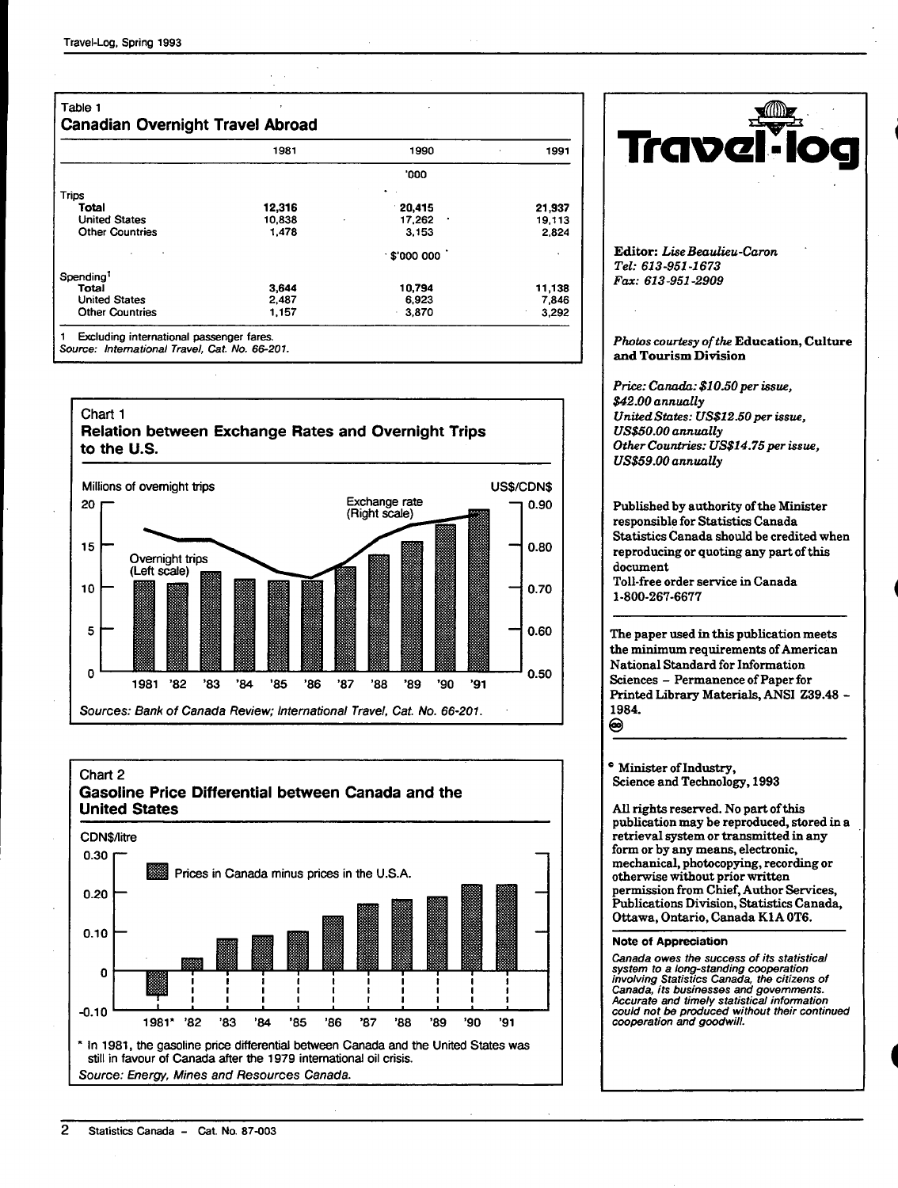Table 1

## Canadian Overnight Travel Abroad

| | 1981 | 1990 | 1991 |
|---|---|---|---|
| | | '000 | |
| **Trips** | | | |
| **Total** | **12,316** | **20,415** | **21,937** |
| United States | 10,838 | 17,262 | 19,113 |
| Other Countries | 1,478 | 3,153 | 2,824 |
| | | $'000 000 | |
| **Spending[1]** | | | |
| **Total** | **3,644** | **10,794** | **11,138** |
| United States | 2,487 | 6,923 | 7,846 |
| Other Countries | 1,157 | 3,870 | 3,292 |

1 Excluding international passenger fares.

*Source: International Travel, Cat. No. 66-201.*

Chart 1

## Relation between Exchange Rates and Overnight Trips to the U.S.

Millions of overnight trips | US$/CDN$

Exchange rate (Right scale)

Overnight trips (Left scale)

1981 '82 '83 '84 '85 '86 '87 '88 '89 '90 '91

*Sources: Bank of Canada Review; International Travel, Cat. No. 66-201.*

Chart 2

## Gasoline Price Differential between Canada and the United States

CDN$/litre

Prices in Canada minus prices in the U.S.A.

1981* '82 '83 '84 '85 '86 '87 '88 '89 '90 '91

\* In 1981, the gasoline price differential between Canada and the United States was still in favour of Canada after the 1979 international oil crisis.

*Source: Energy, Mines and Resources Canada.*

# Travel-log

**Editor:** *Lise Beaulieu-Caron*
*Tel: 613-951-1673*
*Fax: 613-951-2909*

*Photos courtesy of the* **Education, Culture and Tourism Division**

*Price: Canada: $10.50 per issue, $42.00 annually*
*United States: US$12.50 per issue, US$50.00 annually*
*Other Countries: US$14.75 per issue, US$59.00 annually*

Published by authority of the Minister responsible for Statistics Canada
Statistics Canada should be credited when reproducing or quoting any part of this document
Toll-free order service in Canada
1-800-267-6677

The paper used in this publication meets the minimum requirements of American National Standard for Information Sciences – Permanence of Paper for Printed Library Materials, ANSI Z39.48 – 1984.

© Minister of Industry, Science and Technology, 1993

All rights reserved. No part of this publication may be reproduced, stored in a retrieval system or transmitted in any form or by any means, electronic, mechanical, photocopying, recording or otherwise without prior written permission from Chief, Author Services, Publications Division, Statistics Canada, Ottawa, Ontario, Canada K1A 0T6.

**Note of Appreciation**

*Canada owes the success of its statistical system to a long-standing cooperation involving Statistics Canada, the citizens of Canada, its businesses and governments. Accurate and timely statistical information could not be produced without their continued cooperation and goodwill.*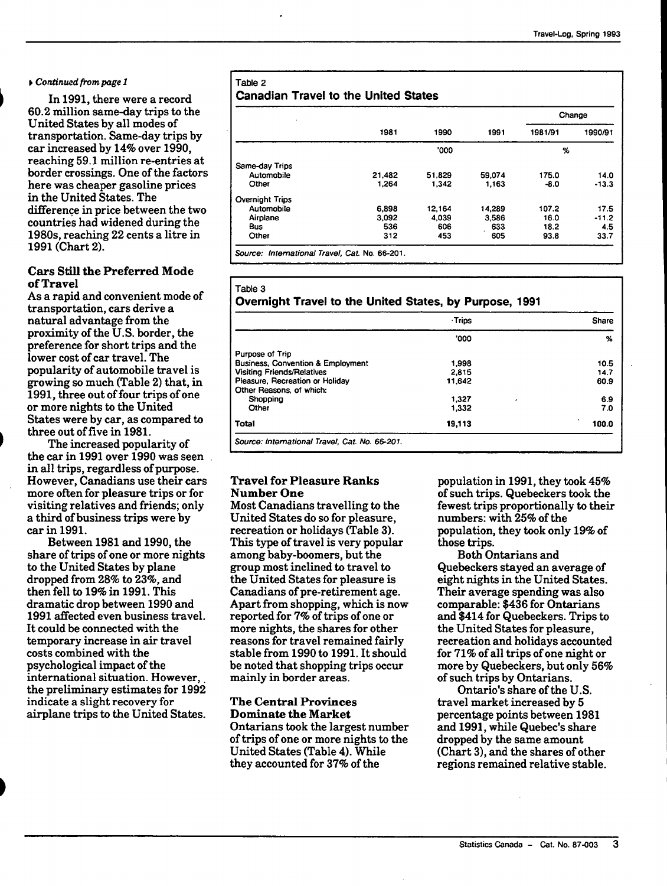*Continued from page 1*

In 1991, there were a record 60.2 million same-day trips to the United States by all modes of transportation. Same-day trips by car increased by 14% over 1990, reaching 59.1 million re-entries at border crossings. One of the factors here was cheaper gasoline prices in the United States. The difference in price between the two countries had widened during the 1980s, reaching 22 cents a litre in 1991 (Chart 2).

### Cars Still the Preferred Mode of Travel

As a rapid and convenient mode of transportation, cars derive a natural advantage from the proximity of the U.S. border, the preference for short trips and the lower cost of car travel. The popularity of automobile travel is growing so much (Table 2) that, in 1991, three out of four trips of one or more nights to the United States were by car, as compared to three out of five in 1981.

The increased popularity of the car in 1991 over 1990 was seen in all trips, regardless of purpose. However, Canadians use their cars more often for pleasure trips or for visiting relatives and friends; only a third of business trips were by car in 1991.

Between 1981 and 1990, the share of trips of one or more nights to the United States by plane dropped from 28% to 23%, and then fell to 19% in 1991. This dramatic drop between 1990 and 1991 affected even business travel. It could be connected with the temporary increase in air travel costs combined with the psychological impact of the international situation. However, the preliminary estimates for 1992 indicate a slight recovery for airplane trips to the United States.

Table 2
**Canadian Travel to the United States**

| | 1981 | 1990 | 1991 | Change 1981/91 | Change 1990/91 |
|---|---|---|---|---|---|
| | | '000 | | % | |
| Same-day Trips | | | | | |
| Automobile | 21,482 | 51,829 | 59,074 | 175.0 | 14.0 |
| Other | 1,264 | 1,342 | 1,163 | -8.0 | -13.3 |
| Overnight Trips | | | | | |
| Automobile | 6,898 | 12,164 | 14,289 | 107.2 | 17.5 |
| Airplane | 3,092 | 4,039 | 3,586 | 16.0 | -11.2 |
| Bus | 536 | 606 | 633 | 18.2 | 4.5 |
| Other | 312 | 453 | 605 | 93.8 | 33.7 |

*Source: International Travel, Cat. No. 66-201.*

Table 3
**Overnight Travel to the United States, by Purpose, 1991**

| | Trips | Share |
|---|---|---|
| | '000 | % |
| Purpose of Trip | | |
| Business, Convention & Employment | 1,998 | 10.5 |
| Visiting Friends/Relatives | 2,815 | 14.7 |
| Pleasure, Recreation or Holiday | 11,642 | 60.9 |
| Other Reasons, of which: | | |
| Shopping | 1,327 | 6.9 |
| Other | 1,332 | 7.0 |
| **Total** | **19,113** | **100.0** |

*Source: International Travel, Cat. No. 66-201.*

### Travel for Pleasure Ranks Number One

Most Canadians travelling to the United States do so for pleasure, recreation or holidays (Table 3). This type of travel is very popular among baby-boomers, but the group most inclined to travel to the United States for pleasure is Canadians of pre-retirement age. Apart from shopping, which is now reported for 7% of trips of one or more nights, the shares for other reasons for travel remained fairly stable from 1990 to 1991. It should be noted that shopping trips occur mainly in border areas.

### The Central Provinces Dominate the Market

Ontarians took the largest number of trips of one or more nights to the United States (Table 4). While they accounted for 37% of the population in 1991, they took 45% of such trips. Quebeckers took the fewest trips proportionally to their numbers: with 25% of the population, they took only 19% of those trips.

Both Ontarians and Quebeckers stayed an average of eight nights in the United States. Their average spending was also comparable: $436 for Ontarians and $414 for Quebeckers. Trips to the United States for pleasure, recreation and holidays accounted for 71% of all trips of one night or more by Quebeckers, but only 56% of such trips by Ontarians.

Ontario's share of the U.S. travel market increased by 5 percentage points between 1981 and 1991, while Quebec's share dropped by the same amount (Chart 3), and the shares of other regions remained relative stable.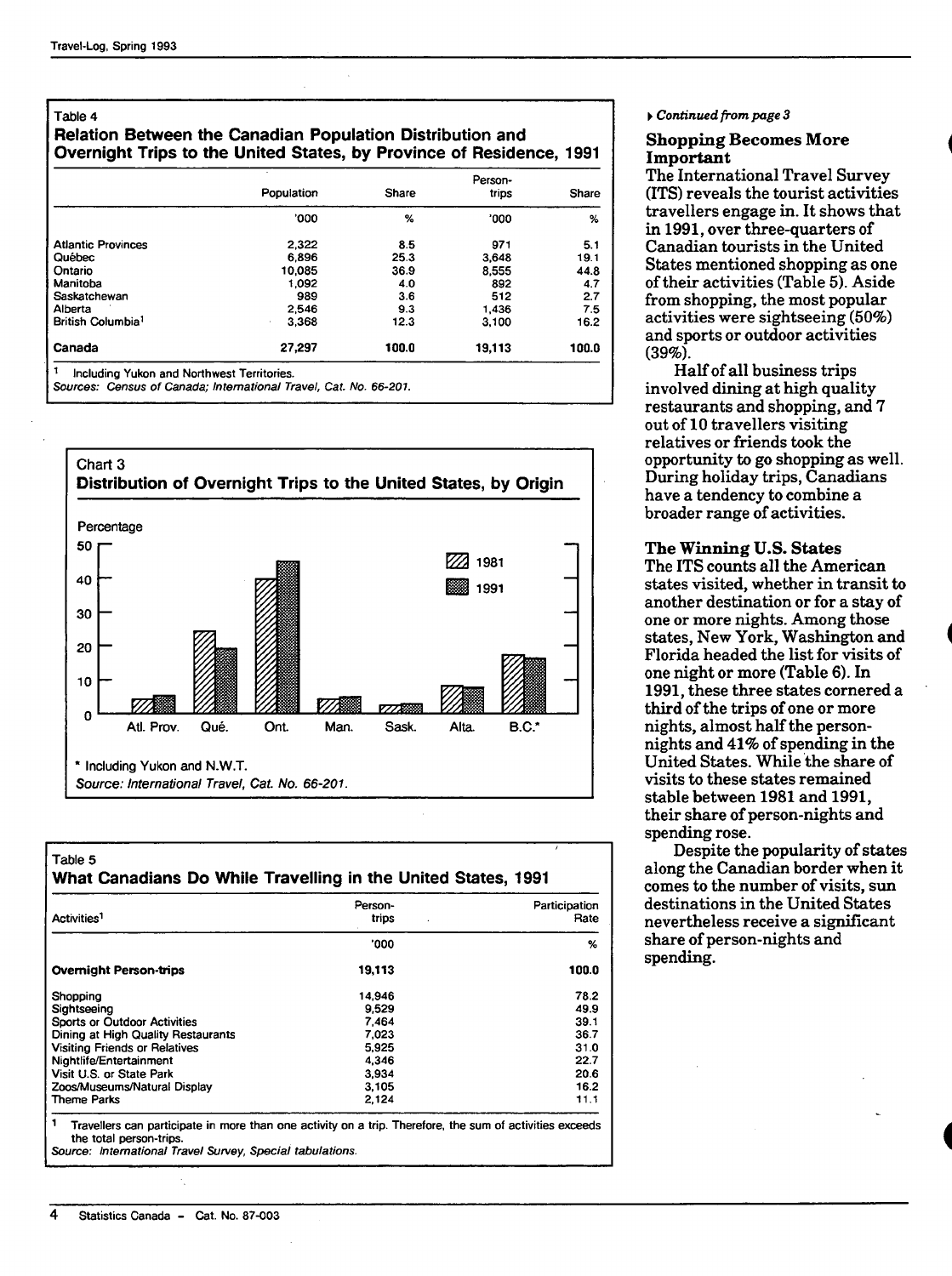Table 4

**Relation Between the Canadian Population Distribution and Overnight Trips to the United States, by Province of Residence, 1991**

| | Population | Share | Person-trips | Share |
|---|---|---|---|---|
| | '000 | % | '000 | % |
| Atlantic Provinces | 2,322 | 8.5 | 971 | 5.1 |
| Québec | 6,896 | 25.3 | 3,648 | 19.1 |
| Ontario | 10,085 | 36.9 | 8,555 | 44.8 |
| Manitoba | 1,092 | 4.0 | 892 | 4.7 |
| Saskatchewan | 989 | 3.6 | 512 | 2.7 |
| Alberta | 2,546 | 9.3 | 1,436 | 7.5 |
| British Columbia[1] | 3,368 | 12.3 | 3,100 | 16.2 |
| **Canada** | **27,297** | **100.0** | **19,113** | **100.0** |

[1] Including Yukon and Northwest Territories.

*Sources: Census of Canada; International Travel, Cat. No. 66-201.*

Chart 3

**Distribution of Overnight Trips to the United States, by Origin**

Percentage

50
40
30
20
10
0

1981
1991

Atl. Prov. Qué. Ont. Man. Sask. Alta. B.C.*

* Including Yukon and N.W.T.

*Source: International Travel, Cat. No. 66-201.*

Table 5

**What Canadians Do While Travelling in the United States, 1991**

| Activities[1] | Person-trips | Participation Rate |
|---|---|---|
| | '000 | % |
| **Overnight Person-trips** | **19,113** | **100.0** |
| Shopping | 14,946 | 78.2 |
| Sightseeing | 9,529 | 49.9 |
| Sports or Outdoor Activities | 7,464 | 39.1 |
| Dining at High Quality Restaurants | 7,023 | 36.7 |
| Visiting Friends or Relatives | 5,925 | 31.0 |
| Nightlife/Entertainment | 4,346 | 22.7 |
| Visit U.S. or State Park | 3,934 | 20.6 |
| Zoos/Museums/Natural Display | 3,105 | 16.2 |
| Theme Parks | 2,124 | 11.1 |

[1] Travellers can participate in more than one activity on a trip. Therefore, the sum of activities exceeds the total person-trips.

*Source: International Travel Survey, Special tabulations.*

*Continued from page 3*

### Shopping Becomes More Important

The International Travel Survey (ITS) reveals the tourist activities travellers engage in. It shows that in 1991, over three-quarters of Canadian tourists in the United States mentioned shopping as one of their activities (Table 5). Aside from shopping, the most popular activities were sightseeing (50%) and sports or outdoor activities (39%).

Half of all business trips involved dining at high quality restaurants and shopping, and 7 out of 10 travellers visiting relatives or friends took the opportunity to go shopping as well. During holiday trips, Canadians have a tendency to combine a broader range of activities.

### The Winning U.S. States

The ITS counts all the American states visited, whether in transit to another destination or for a stay of one or more nights. Among those states, New York, Washington and Florida headed the list for visits of one night or more (Table 6). In 1991, these three states cornered a third of the trips of one or more nights, almost half the person-nights and 41% of spending in the United States. While the share of visits to these states remained stable between 1981 and 1991, their share of person-nights and spending rose.

Despite the popularity of states along the Canadian border when it comes to the number of visits, sun destinations in the United States nevertheless receive a significant share of person-nights and spending.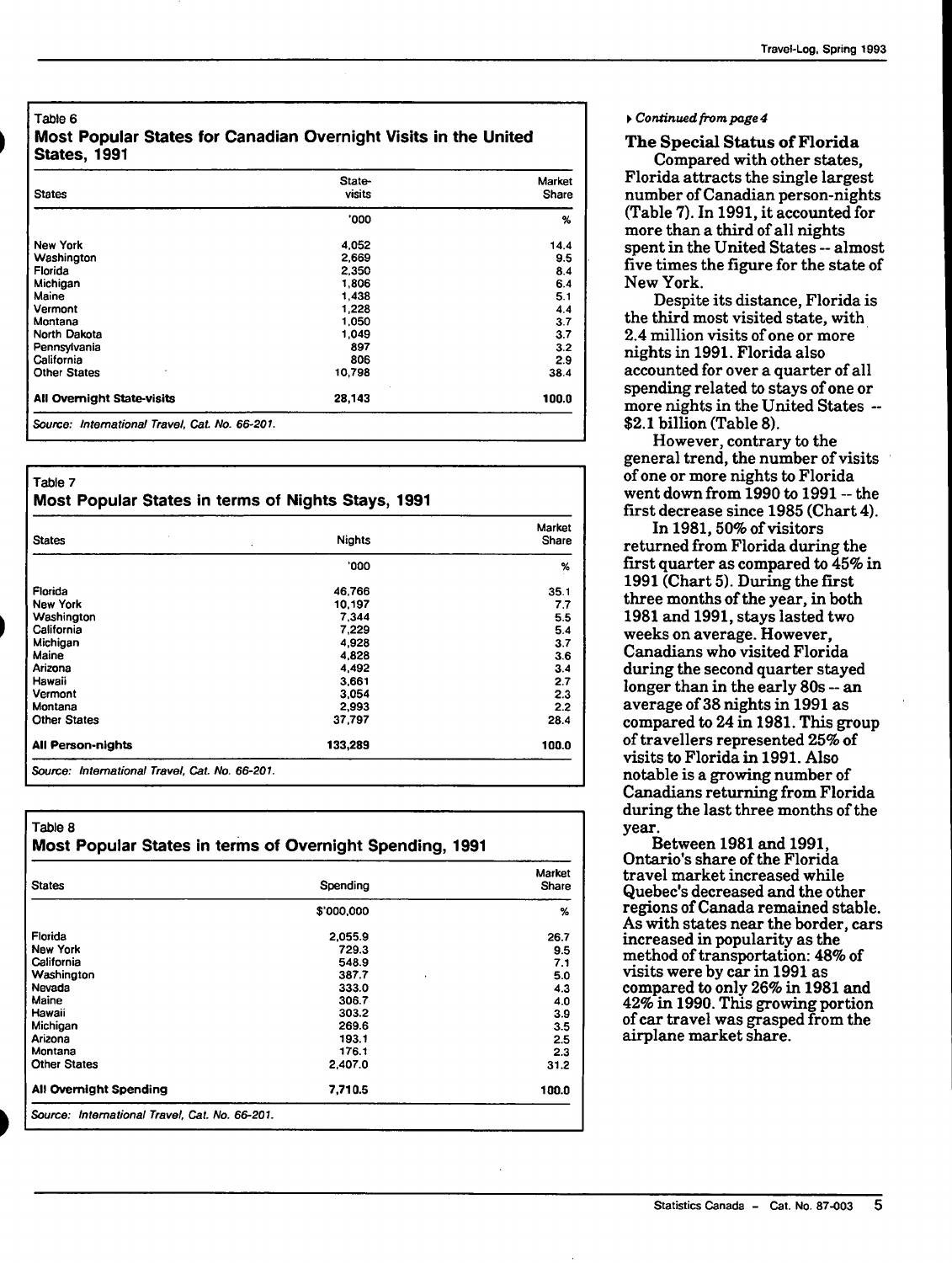Table 6

### Most Popular States for Canadian Overnight Visits in the United States, 1991

| States | State-visits | Market Share |
|---|---|---|
| | '000 | % |
| New York | 4,052 | 14.4 |
| Washington | 2,669 | 9.5 |
| Florida | 2,350 | 8.4 |
| Michigan | 1,806 | 6.4 |
| Maine | 1,438 | 5.1 |
| Vermont | 1,228 | 4.4 |
| Montana | 1,050 | 3.7 |
| North Dakota | 1,049 | 3.7 |
| Pennsylvania | 897 | 3.2 |
| California | 806 | 2.9 |
| Other States | 10,798 | 38.4 |
| **All Overnight State-visits** | **28,143** | **100.0** |

*Source: International Travel, Cat. No. 66-201.*

Table 7

### Most Popular States in terms of Nights Stays, 1991

| States | Nights | Market Share |
|---|---|---|
| | '000 | % |
| Florida | 46,766 | 35.1 |
| New York | 10,197 | 7.7 |
| Washington | 7,344 | 5.5 |
| California | 7,229 | 5.4 |
| Michigan | 4,928 | 3.7 |
| Maine | 4,828 | 3.6 |
| Arizona | 4,492 | 3.4 |
| Hawaii | 3,661 | 2.7 |
| Vermont | 3,054 | 2.3 |
| Montana | 2,993 | 2.2 |
| Other States | 37,797 | 28.4 |
| **All Person-nights** | **133,289** | **100.0** |

*Source: International Travel, Cat. No. 66-201.*

Table 8

### Most Popular States in terms of Overnight Spending, 1991

| States | Spending | Market Share |
|---|---|---|
| | $'000,000 | % |
| Florida | 2,055.9 | 26.7 |
| New York | 729.3 | 9.5 |
| California | 548.9 | 7.1 |
| Washington | 387.7 | 5.0 |
| Nevada | 333.0 | 4.3 |
| Maine | 306.7 | 4.0 |
| Hawaii | 303.2 | 3.9 |
| Michigan | 269.6 | 3.5 |
| Arizona | 193.1 | 2.5 |
| Montana | 176.1 | 2.3 |
| Other States | 2,407.0 | 31.2 |
| **All Overnight Spending** | **7,710.5** | **100.0** |

*Source: International Travel, Cat. No. 66-201.*

*Continued from page 4*

### The Special Status of Florida

Compared with other states, Florida attracts the single largest number of Canadian person-nights (Table 7). In 1991, it accounted for more than a third of all nights spent in the United States -- almost five times the figure for the state of New York.

Despite its distance, Florida is the third most visited state, with 2.4 million visits of one or more nights in 1991. Florida also accounted for over a quarter of all spending related to stays of one or more nights in the United States -- $2.1 billion (Table 8).

However, contrary to the general trend, the number of visits of one or more nights to Florida went down from 1990 to 1991 -- the first decrease since 1985 (Chart 4).

In 1981, 50% of visitors returned from Florida during the first quarter as compared to 45% in 1991 (Chart 5). During the first three months of the year, in both 1981 and 1991, stays lasted two weeks on average. However, Canadians who visited Florida during the second quarter stayed longer than in the early 80s -- an average of 38 nights in 1991 as compared to 24 in 1981. This group of travellers represented 25% of visits to Florida in 1991. Also notable is a growing number of Canadians returning from Florida during the last three months of the year.

Between 1981 and 1991, Ontario's share of the Florida travel market increased while Quebec's decreased and the other regions of Canada remained stable. As with states near the border, cars increased in popularity as the method of transportation: 48% of visits were by car in 1991 as compared to only 26% in 1981 and 42% in 1990. This growing portion of car travel was grasped from the airplane market share.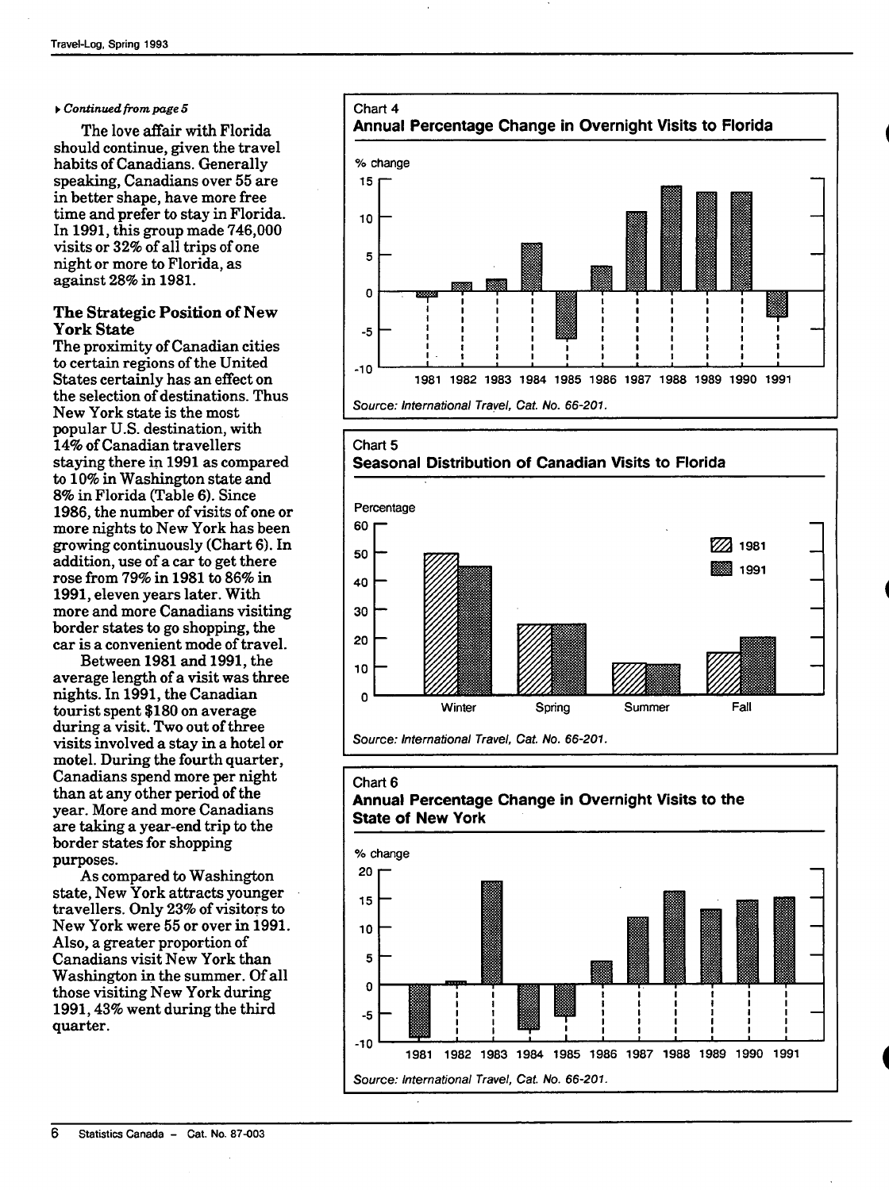▸ *Continued from page 5*

The love affair with Florida should continue, given the travel habits of Canadians. Generally speaking, Canadians over 55 are in better shape, have more free time and prefer to stay in Florida. In 1991, this group made 746,000 visits or 32% of all trips of one night or more to Florida, as against 28% in 1981.

### The Strategic Position of New York State

The proximity of Canadian cities to certain regions of the United States certainly has an effect on the selection of destinations. Thus New York state is the most popular U.S. destination, with 14% of Canadian travellers staying there in 1991 as compared to 10% in Washington state and 8% in Florida (Table 6). Since 1986, the number of visits of one or more nights to New York has been growing continuously (Chart 6). In addition, use of a car to get there rose from 79% in 1981 to 86% in 1991, eleven years later. With more and more Canadians visiting border states to go shopping, the car is a convenient mode of travel.

Between 1981 and 1991, the average length of a visit was three nights. In 1991, the Canadian tourist spent $180 on average during a visit. Two out of three visits involved a stay in a hotel or motel. During the fourth quarter, Canadians spend more per night than at any other period of the year. More and more Canadians are taking a year-end trip to the border states for shopping purposes.

As compared to Washington state, New York attracts younger travellers. Only 23% of visitors to New York were 55 or over in 1991. Also, a greater proportion of Canadians visit New York than Washington in the summer. Of all those visiting New York during 1991, 43% went during the third quarter.

**Chart 4**
**Annual Percentage Change in Overnight Visits to Florida**

% change
15
10
5
0
-5
-10
1981 1982 1983 1984 1985 1986 1987 1988 1989 1990 1991

*Source: International Travel, Cat. No. 66-201.*

**Chart 5**
**Seasonal Distribution of Canadian Visits to Florida**

Percentage
60
50
40
30
20
10
0
Winter Spring Summer Fall
1981
1991

*Source: International Travel, Cat. No. 66-201.*

**Chart 6**
**Annual Percentage Change in Overnight Visits to the State of New York**

% change
20
15
10
5
0
-5
-10
1981 1982 1983 1984 1985 1986 1987 1988 1989 1990 1991

*Source: International Travel, Cat. No. 66-201.*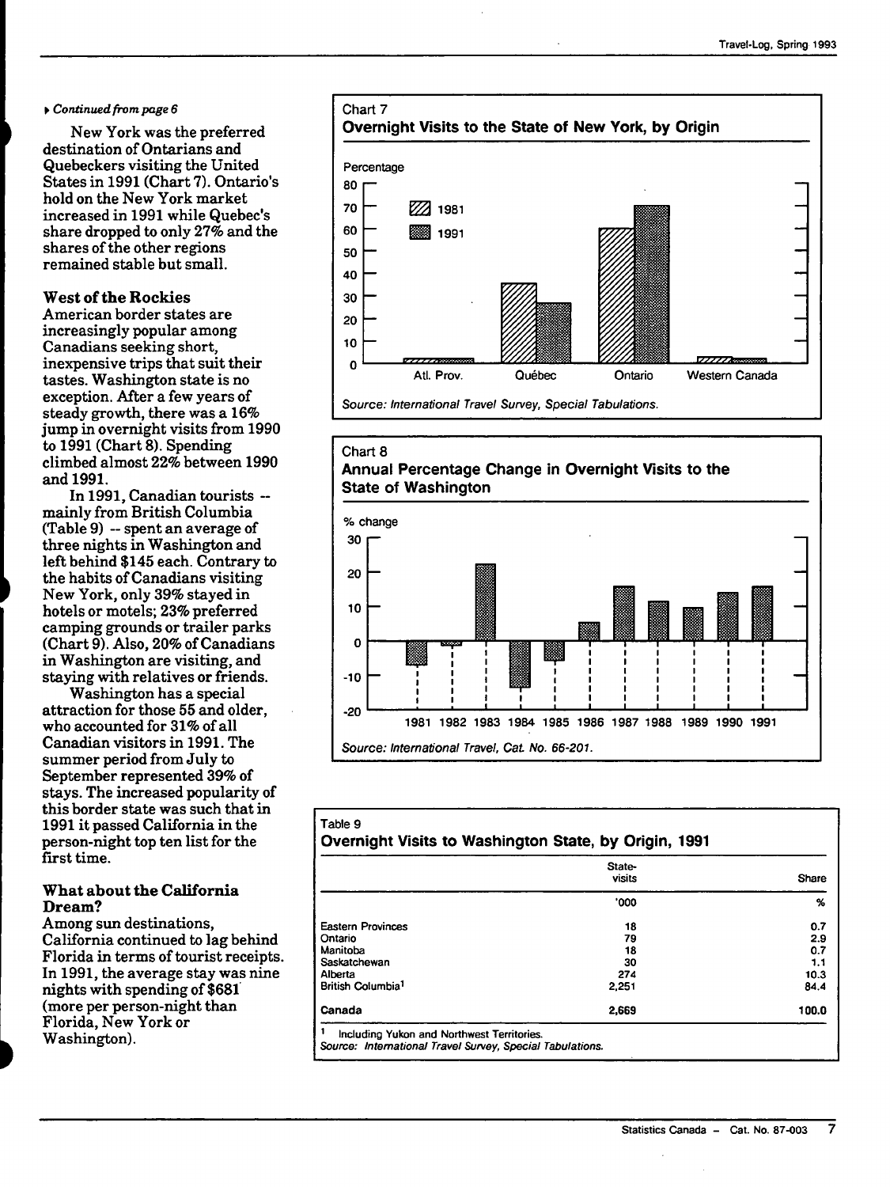▸ *Continued from page 6*

New York was the preferred destination of Ontarians and Quebeckers visiting the United States in 1991 (Chart 7). Ontario's hold on the New York market increased in 1991 while Quebec's share dropped to only 27% and the shares of the other regions remained stable but small.

### West of the Rockies

American border states are increasingly popular among Canadians seeking short, inexpensive trips that suit their tastes. Washington state is no exception. After a few years of steady growth, there was a 16% jump in overnight visits from 1990 to 1991 (Chart 8). Spending climbed almost 22% between 1990 and 1991.

In 1991, Canadian tourists -- mainly from British Columbia (Table 9) -- spent an average of three nights in Washington and left behind $145 each. Contrary to the habits of Canadians visiting New York, only 39% stayed in hotels or motels; 23% preferred camping grounds or trailer parks (Chart 9). Also, 20% of Canadians in Washington are visiting, and staying with relatives or friends.

Washington has a special attraction for those 55 and older, who accounted for 31% of all Canadian visitors in 1991. The summer period from July to September represented 39% of stays. The increased popularity of this border state was such that in 1991 it passed California in the person-night top ten list for the first time.

### What about the California Dream?

Among sun destinations, California continued to lag behind Florida in terms of tourist receipts. In 1991, the average stay was nine nights with spending of $681 (more per person-night than Florida, New York or Washington).

Chart 7
**Overnight Visits to the State of New York, by Origin**

Percentage
80
70
60
50
40
30
20
10
0

1981
1991

Atl. Prov.
Québec
Ontario
Western Canada

*Source: International Travel Survey, Special Tabulations.*

Chart 8
**Annual Percentage Change in Overnight Visits to the State of Washington**

% change
30
20
10
0
-10
-20

1981 1982 1983 1984 1985 1986 1987 1988 1989 1990 1991

*Source: International Travel, Cat. No. 66-201.*

Table 9
**Overnight Visits to Washington State, by Origin, 1991**

| | State-visits | Share |
|---|---|---|
| | '000 | % |
| Eastern Provinces | 18 | 0.7 |
| Ontario | 79 | 2.9 |
| Manitoba | 18 | 0.7 |
| Saskatchewan | 30 | 1.1 |
| Alberta | 274 | 10.3 |
| British Columbia[1] | 2,251 | 84.4 |
| **Canada** | **2,669** | **100.0** |

[1] Including Yukon and Northwest Territories.
*Source: International Travel Survey, Special Tabulations.*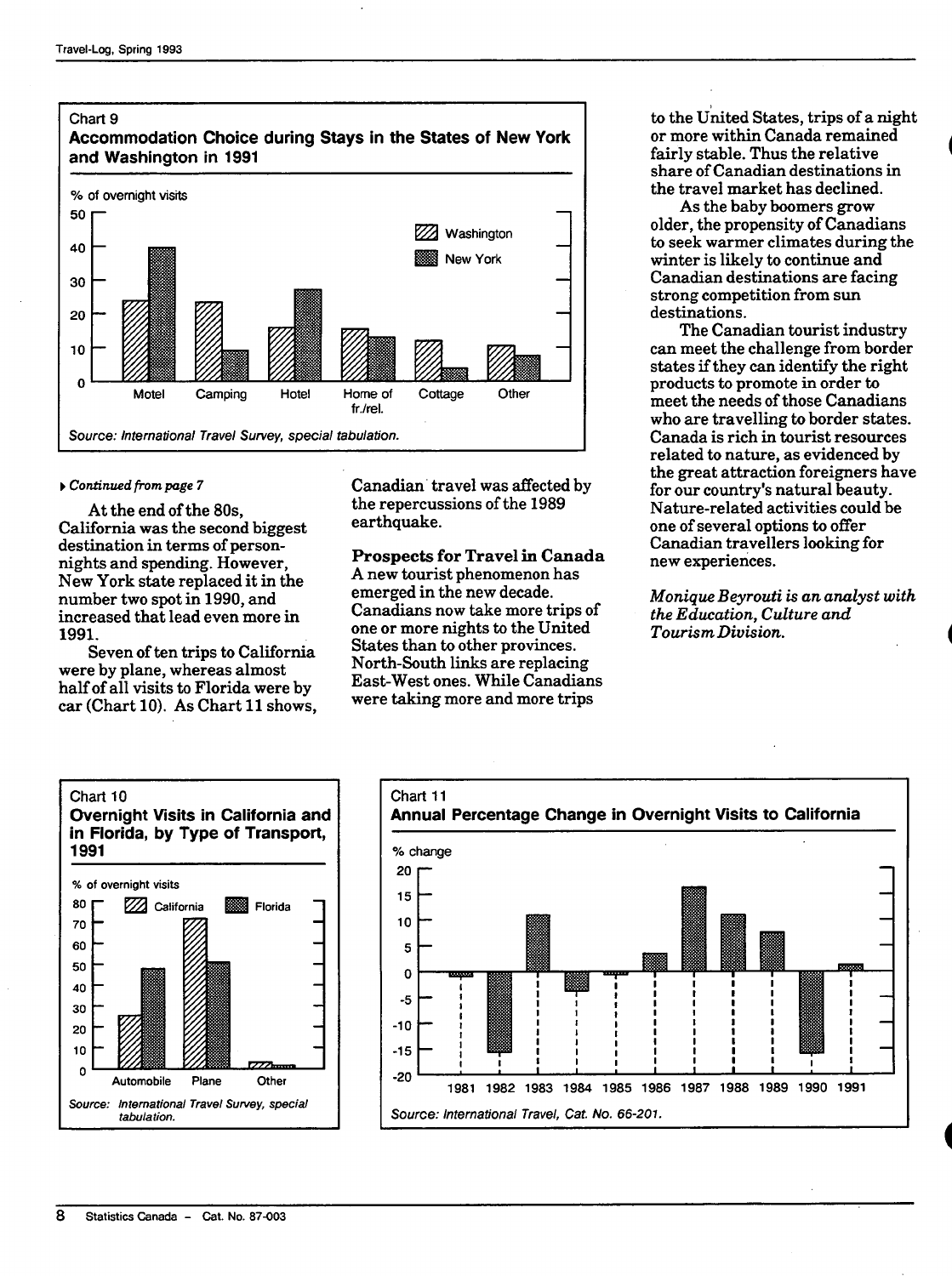Chart 9

**Accommodation Choice during Stays in the States of New York and Washington in 1991**

% of overnight visits

50
40
30
20
10
0

Washington
New York

Motel
Camping
Hotel
Home of fr./rel.
Cottage
Other

*Source: International Travel Survey, special tabulation.*

▸ *Continued from page 7*

At the end of the 80s, California was the second biggest destination in terms of person-nights and spending. However, New York state replaced it in the number two spot in 1990, and increased that lead even more in 1991.

Seven of ten trips to California were by plane, whereas almost half of all visits to Florida were by car (Chart 10). As Chart 11 shows, Canadian travel was affected by the repercussions of the 1989 earthquake.

### Prospects for Travel in Canada

A new tourist phenomenon has emerged in the new decade. Canadians now take more trips of one or more nights to the United States than to other provinces. North-South links are replacing East-West ones. While Canadians were taking more and more trips to the United States, trips of a night or more within Canada remained fairly stable. Thus the relative share of Canadian destinations in the travel market has declined.

As the baby boomers grow older, the propensity of Canadians to seek warmer climates during the winter is likely to continue and Canadian destinations are facing strong competition from sun destinations.

The Canadian tourist industry can meet the challenge from border states if they can identify the right products to promote in order to meet the needs of those Canadians who are travelling to border states. Canada is rich in tourist resources related to nature, as evidenced by the great attraction foreigners have for our country's natural beauty. Nature-related activities could be one of several options to offer Canadian travellers looking for new experiences.

*Monique Beyrouti is an analyst with the Education, Culture and Tourism Division.*

Chart 10

**Overnight Visits in California and in Florida, by Type of Transport, 1991**

% of overnight visits

80
70
60
50
40
30
20
10
0

California
Florida

Automobile
Plane
Other

*Source: International Travel Survey, special tabulation.*

Chart 11

**Annual Percentage Change in Overnight Visits to California**

% change

20
15
10
5
0
-5
-10
-15
-20

1981 1982 1983 1984 1985 1986 1987 1988 1989 1990 1991

*Source: International Travel, Cat. No. 66-201.*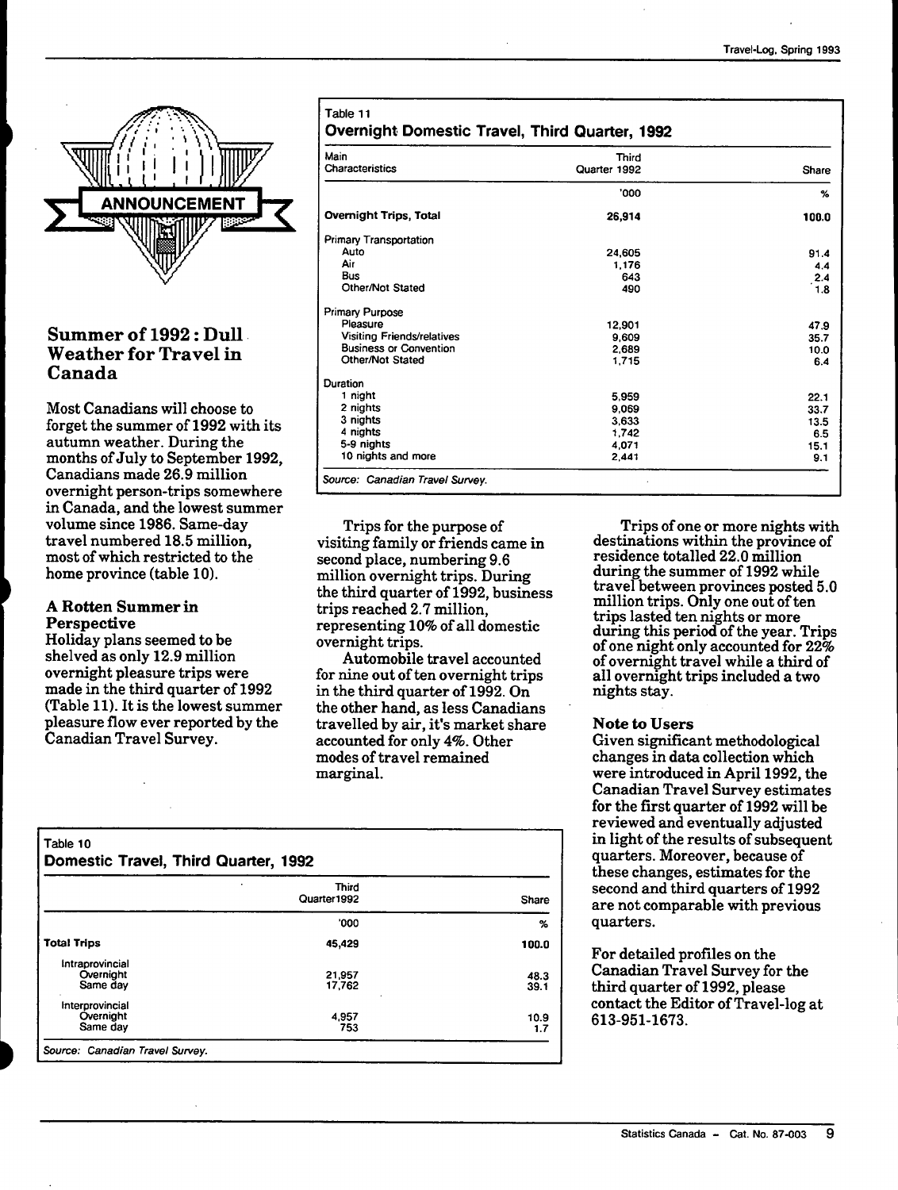ANNOUNCEMENT

## Summer of 1992 : Dull Weather for Travel in Canada

Most Canadians will choose to forget the summer of 1992 with its autumn weather. During the months of July to September 1992, Canadians made 26.9 million overnight person-trips somewhere in Canada, and the lowest summer volume since 1986. Same-day travel numbered 18.5 million, most of which restricted to the home province (table 10).

### A Rotten Summer in Perspective

Holiday plans seemed to be shelved as only 12.9 million overnight pleasure trips were made in the third quarter of 1992 (Table 11). It is the lowest summer pleasure flow ever reported by the Canadian Travel Survey.

Table 11
**Overnight Domestic Travel, Third Quarter, 1992**

| Main Characteristics | Third Quarter 1992 | Share |
|---|---|---|
| | '000 | % |
| **Overnight Trips, Total** | **26,914** | **100.0** |
| Primary Transportation | | |
| Auto | 24,605 | 91.4 |
| Air | 1,176 | 4.4 |
| Bus | 643 | 2.4 |
| Other/Not Stated | 490 | 1.8 |
| Primary Purpose | | |
| Pleasure | 12,901 | 47.9 |
| Visiting Friends/relatives | 9,609 | 35.7 |
| Business or Convention | 2,689 | 10.0 |
| Other/Not Stated | 1,715 | 6.4 |
| Duration | | |
| 1 night | 5,959 | 22.1 |
| 2 nights | 9,069 | 33.7 |
| 3 nights | 3,633 | 13.5 |
| 4 nights | 1,742 | 6.5 |
| 5-9 nights | 4,071 | 15.1 |
| 10 nights and more | 2,441 | 9.1 |

*Source: Canadian Travel Survey.*

Trips for the purpose of visiting family or friends came in second place, numbering 9.6 million overnight trips. During the third quarter of 1992, business trips reached 2.7 million, representing 10% of all domestic overnight trips.

Automobile travel accounted for nine out of ten overnight trips in the third quarter of 1992. On the other hand, as less Canadians travelled by air, it's market share accounted for only 4%. Other modes of travel remained marginal.

Trips of one or more nights with destinations within the province of residence totalled 22.0 million during the summer of 1992 while travel between provinces posted 5.0 million trips. Only one out of ten trips lasted ten nights or more during this period of the year. Trips of one night only accounted for 22% of overnight travel while a third of all overnight trips included a two nights stay.

Table 10
**Domestic Travel, Third Quarter, 1992**

| | Third Quarter1992 | Share |
|---|---|---|
| | '000 | % |
| **Total Trips** | **45,429** | **100.0** |
| Intraprovincial | | |
| Overnight | 21,957 | 48.3 |
| Same day | 17,762 | 39.1 |
| Interprovincial | | |
| Overnight | 4,957 | 10.9 |
| Same day | 753 | 1.7 |

*Source: Canadian Travel Survey.*

### Note to Users

Given significant methodological changes in data collection which were introduced in April 1992, the Canadian Travel Survey estimates for the first quarter of 1992 will be reviewed and eventually adjusted in light of the results of subsequent quarters. Moreover, because of these changes, estimates for the second and third quarters of 1992 are not comparable with previous quarters.

For detailed profiles on the Canadian Travel Survey for the third quarter of 1992, please contact the Editor of Travel-log at 613-951-1673.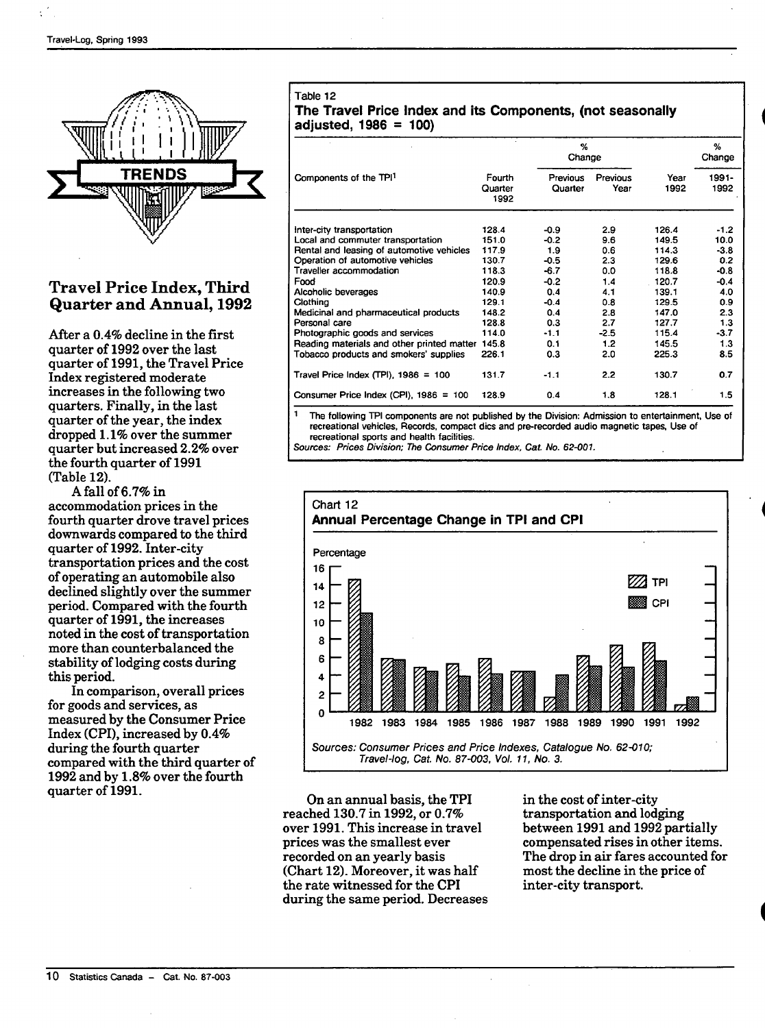## Travel Price Index, Third Quarter and Annual, 1992

After a 0.4% decline in the first quarter of 1992 over the last quarter of 1991, the Travel Price Index registered moderate increases in the following two quarters. Finally, in the last quarter of the year, the index dropped 1.1% over the summer quarter but increased 2.2% over the fourth quarter of 1991 (Table 12).

A fall of 6.7% in accommodation prices in the fourth quarter drove travel prices downwards compared to the third quarter of 1992. Inter-city transportation prices and the cost of operating an automobile also declined slightly over the summer period. Compared with the fourth quarter of 1991, the increases noted in the cost of transportation more than counterbalanced the stability of lodging costs during this period.

In comparison, overall prices for goods and services, as measured by the Consumer Price Index (CPI), increased by 0.4% during the fourth quarter compared with the third quarter of 1992 and by 1.8% over the fourth quarter of 1991.

Table 12
**The Travel Price Index and its Components, (not seasonally adjusted, 1986 = 100)**

| Components of the TPI[1] | Fourth Quarter 1992 | % Change Previous Quarter | % Change Previous Year | Year 1992 | % Change 1991-1992 |
|---|---|---|---|---|---|
| Inter-city transportation | 128.4 | -0.9 | 2.9 | 126.4 | -1.2 |
| Local and commuter transportation | 151.0 | -0.2 | 9.6 | 149.5 | 10.0 |
| Rental and leasing of automotive vehicles | 117.9 | 1.9 | 0.6 | 114.3 | -3.8 |
| Operation of automotive vehicles | 130.7 | -0.5 | 2.3 | 129.6 | 0.2 |
| Traveller accommodation | 118.3 | -6.7 | 0.0 | 118.8 | -0.8 |
| Food | 120.9 | -0.2 | 1.4 | 120.7 | -0.4 |
| Alcoholic beverages | 140.9 | 0.4 | 4.1 | 139.1 | 4.0 |
| Clothing | 129.1 | -0.4 | 0.8 | 129.5 | 0.9 |
| Medicinal and pharmaceutical products | 148.2 | 0.4 | 2.8 | 147.0 | 2.3 |
| Personal care | 128.8 | 0.3 | 2.7 | 127.7 | 1.3 |
| Photographic goods and services | 114.0 | -1.1 | -2.5 | 115.4 | -3.7 |
| Reading materials and other printed matter | 145.8 | 0.1 | 1.2 | 145.5 | 1.3 |
| Tobacco products and smokers' supplies | 226.1 | 0.3 | 2.0 | 225.3 | 8.5 |
| Travel Price Index (TPI), 1986 = 100 | 131.7 | -1.1 | 2.2 | 130.7 | 0.7 |
| Consumer Price Index (CPI), 1986 = 100 | 128.9 | 0.4 | 1.8 | 128.1 | 1.5 |

[1] The following TPI components are not published by the Division: Admission to entertainment, Use of recreational vehicles, Records, compact dics and pre-recorded audio magnetic tapes, Use of recreational sports and health facilities.

*Sources: Prices Division; The Consumer Price Index, Cat. No. 62-001.*

Chart 12
**Annual Percentage Change in TPI and CPI**

Percentage
16
14
12
10
8
6
4
2
0
TPI
CPI
1982 1983 1984 1985 1986 1987 1988 1989 1990 1991 1992

*Sources: Consumer Prices and Price Indexes, Catalogue No. 62-010; Travel-log, Cat. No. 87-003, Vol. 11, No. 3.*

On an annual basis, the TPI reached 130.7 in 1992, or 0.7% over 1991. This increase in travel prices was the smallest ever recorded on an yearly basis (Chart 12). Moreover, it was half the rate witnessed for the CPI during the same period. Decreases in the cost of inter-city transportation and lodging between 1991 and 1992 partially compensated rises in other items. The drop in air fares accounted for most the decline in the price of inter-city transport.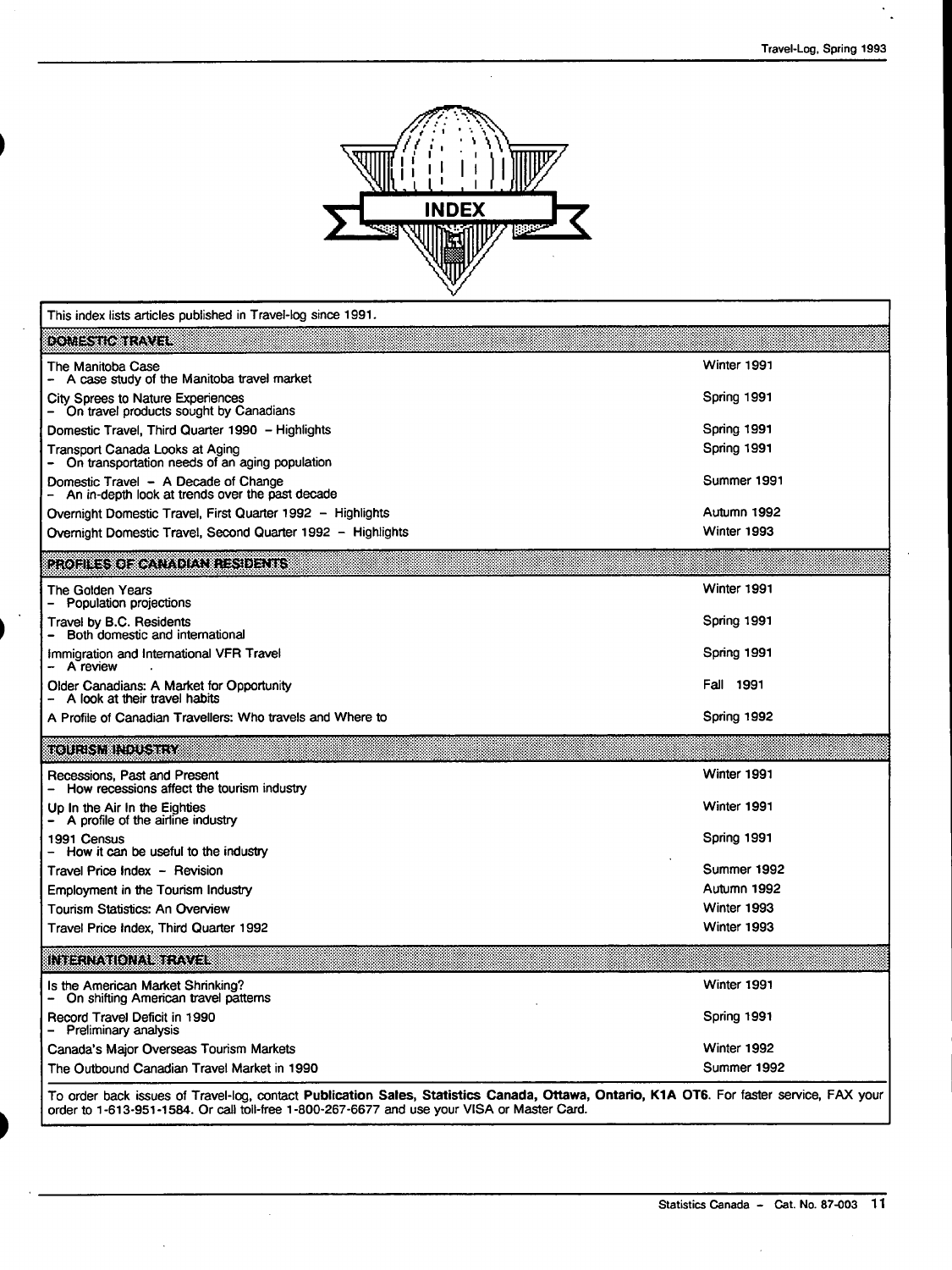# INDEX

This index lists articles published in Travel-log since 1991.

## DOMESTIC TRAVEL

| | |
|---|---|
| The Manitoba Case<br>- A case study of the Manitoba travel market | Winter 1991 |
| City Sprees to Nature Experiences<br>- On travel products sought by Canadians | Spring 1991 |
| Domestic Travel, Third Quarter 1990 - Highlights | Spring 1991 |
| Transport Canada Looks at Aging<br>- On transportation needs of an aging population | Spring 1991 |
| Domestic Travel - A Decade of Change<br>- An in-depth look at trends over the past decade | Summer 1991 |
| Overnight Domestic Travel, First Quarter 1992 - Highlights | Autumn 1992 |
| Overnight Domestic Travel, Second Quarter 1992 - Highlights | Winter 1993 |

## PROFILES OF CANADIAN RESIDENTS

| | |
|---|---|
| The Golden Years<br>- Population projections | Winter 1991 |
| Travel by B.C. Residents<br>- Both domestic and international | Spring 1991 |
| Immigration and International VFR Travel<br>- A review | Spring 1991 |
| Older Canadians: A Market for Opportunity<br>- A look at their travel habits | Fall 1991 |
| A Profile of Canadian Travellers: Who travels and Where to | Spring 1992 |

## TOURISM INDUSTRY

| | |
|---|---|
| Recessions, Past and Present<br>- How recessions affect the tourism industry | Winter 1991 |
| Up In the Air In the Eighties<br>- A profile of the airline industry | Winter 1991 |
| 1991 Census<br>- How it can be useful to the industry | Spring 1991 |
| Travel Price Index - Revision | Summer 1992 |
| Employment in the Tourism Industry | Autumn 1992 |
| Tourism Statistics: An Overview | Winter 1993 |
| Travel Price Index, Third Quarter 1992 | Winter 1993 |

## INTERNATIONAL TRAVEL

| | |
|---|---|
| Is the American Market Shrinking?<br>- On shifting American travel patterns | Winter 1991 |
| Record Travel Deficit in 1990<br>- Preliminary analysis | Spring 1991 |
| Canada's Major Overseas Tourism Markets | Winter 1992 |
| The Outbound Canadian Travel Market in 1990 | Summer 1992 |

To order back issues of Travel-log, contact **Publication Sales, Statistics Canada, Ottawa, Ontario, K1A OT6**. For faster service, FAX your order to 1-613-951-1584. Or call toll-free 1-800-267-6677 and use your VISA or Master Card.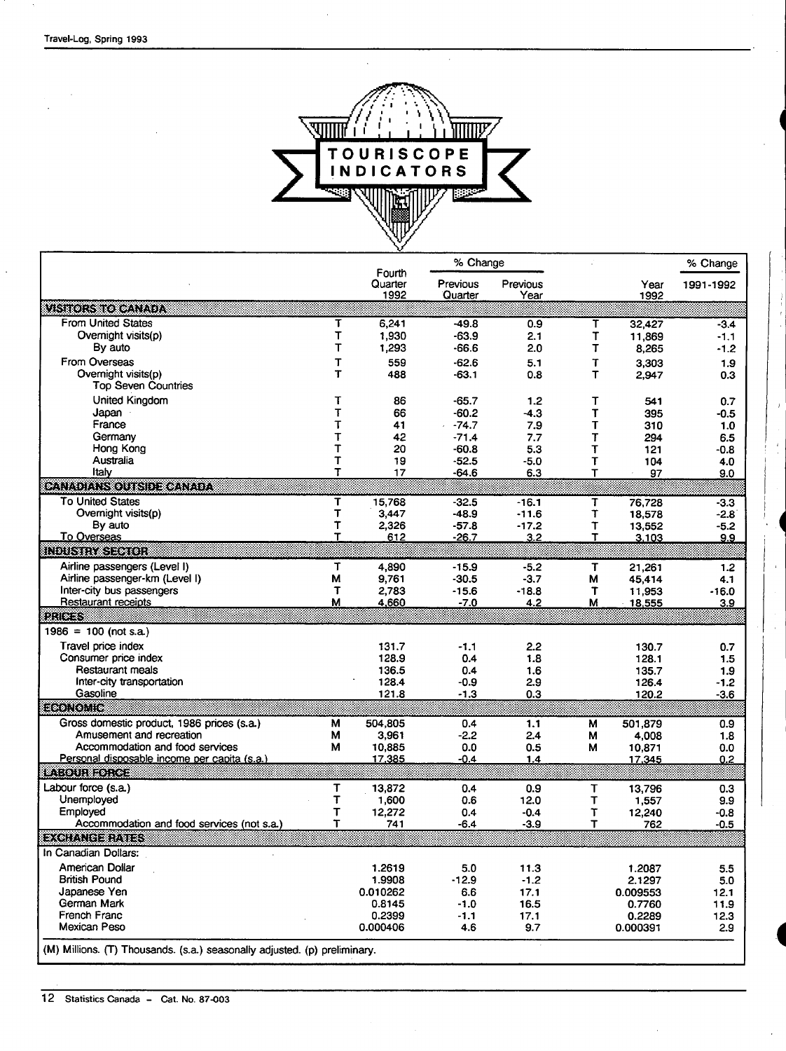# TOURISCOPE INDICATORS

| | | Fourth Quarter 1992 | % Change Previous Quarter | % Change Previous Year | | Year 1992 | % Change 1991-1992 |
|---|---|---|---|---|---|---|---|
| **VISITORS TO CANADA** | | | | | | | |
| From United States | T | 6,241 | -49.8 | 0.9 | T | 32,427 | -3.4 |
| Overnight visits(p) | T | 1,930 | -63.9 | 2.1 | T | 11,869 | -1.1 |
| By auto | T | 1,293 | -66.6 | 2.0 | T | 8,265 | -1.2 |
| From Overseas | T | 559 | -62.6 | 5.1 | T | 3,303 | 1.9 |
| Overnight visits(p) | T | 488 | -63.1 | 0.8 | T | 2,947 | 0.3 |
| Top Seven Countries | | | | | | | |
| United Kingdom | T | 86 | -65.7 | 1.2 | T | 541 | 0.7 |
| Japan | T | 66 | -60.2 | -4.3 | T | 395 | -0.5 |
| France | T | 41 | -74.7 | 7.9 | T | 310 | 1.0 |
| Germany | T | 42 | -71.4 | 7.7 | T | 294 | 6.5 |
| Hong Kong | T | 20 | -60.8 | 5.3 | T | 121 | -0.8 |
| Australia | T | 19 | -52.5 | -5.0 | T | 104 | 4.0 |
| Italy | T | 17 | -64.6 | 6.3 | T | 97 | 9.0 |
| **CANADIANS OUTSIDE CANADA** | | | | | | | |
| To United States | T | 15,768 | -32.5 | -16.1 | T | 76,728 | -3.3 |
| Overnight visits(p) | T | 3,447 | -48.9 | -11.6 | T | 18,578 | -2.8 |
| By auto | T | 2,326 | -57.8 | -17.2 | T | 13,552 | -5.2 |
| To Overseas | T | 612 | -26.7 | 3.2 | T | 3,103 | 9.9 |
| **INDUSTRY SECTOR** | | | | | | | |
| Airline passengers (Level I) | T | 4,890 | -15.9 | -5.2 | T | 21,261 | 1.2 |
| Airline passenger-km (Level I) | M | 9,761 | -30.5 | -3.7 | M | 45,414 | 4.1 |
| Inter-city bus passengers | T | 2,783 | -15.6 | -18.8 | T | 11,953 | -16.0 |
| Restaurant receipts | M | 4,660 | -7.0 | 4.2 | M | 18,555 | 3.9 |
| **PRICES** | | | | | | | |
| 1986 = 100 (not s.a.) | | | | | | | |
| Travel price index | | 131.7 | -1.1 | 2.2 | | 130.7 | 0.7 |
| Consumer price index | | 128.9 | 0.4 | 1.8 | | 128.1 | 1.5 |
| Restaurant meals | | 136.5 | 0.4 | 1.6 | | 135.7 | 1.9 |
| Inter-city transportation | | 128.4 | -0.9 | 2.9 | | 126.4 | -1.2 |
| Gasoline | | 121.8 | -1.3 | 0.3 | | 120.2 | -3.6 |
| **ECONOMIC** | | | | | | | |
| Gross domestic product, 1986 prices (s.a.) | M | 504,805 | 0.4 | 1.1 | M | 501,879 | 0.9 |
| Amusement and recreation | M | 3,961 | -2.2 | 2.4 | M | 4,008 | 1.8 |
| Accommodation and food services | M | 10,885 | 0.0 | 0.5 | M | 10,871 | 0.0 |
| Personal disposable income per capita (s.a.) | | 17,385 | -0.4 | 1.4 | | 17,345 | 0.2 |
| **LABOUR FORCE** | | | | | | | |
| Labour force (s.a.) | T | 13,872 | 0.4 | 0.9 | T | 13,796 | 0.3 |
| Unemployed | T | 1,600 | 0.6 | 12.0 | T | 1,557 | 9.9 |
| Employed | T | 12,272 | 0.4 | -0.4 | T | 12,240 | -0.8 |
| Accommodation and food services (not s.a.) | T | 741 | -6.4 | -3.9 | T | 762 | -0.5 |
| **EXCHANGE RATES** | | | | | | | |
| In Canadian Dollars: | | | | | | | |
| American Dollar | | 1.2619 | 5.0 | 11.3 | | 1.2087 | 5.5 |
| British Pound | | 1.9908 | -12.9 | -1.2 | | 2.1297 | 5.0 |
| Japanese Yen | | 0.010262 | 6.6 | 17.1 | | 0.009553 | 12.1 |
| German Mark | | 0.8145 | -1.0 | 16.5 | | 0.7760 | 11.9 |
| French Franc | | 0.2399 | -1.1 | 17.1 | | 0.2289 | 12.3 |
| Mexican Peso | | 0.000406 | 4.6 | 9.7 | | 0.000391 | 2.9 |

(M) Millions. (T) Thousands. (s.a.) seasonally adjusted. (p) preliminary.